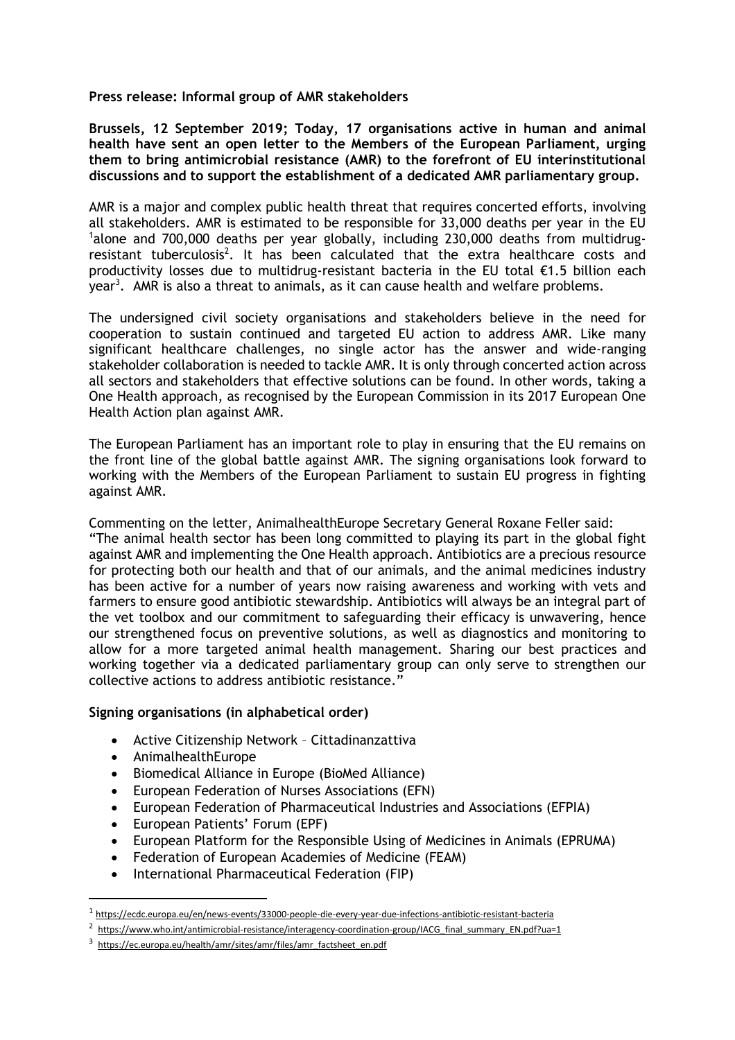**Press release: Informal group of AMR stakeholders**

**Brussels, 12 September 2019; Today, 17 organisations active in human and animal health have sent an open letter to the Members of the European Parliament, urging them to bring antimicrobial resistance (AMR) to the forefront of EU interinstitutional discussions and to support the establishment of a dedicated AMR parliamentary group.**

AMR is a major and complex public health threat that requires concerted efforts, involving all stakeholders. AMR is estimated to be responsible for 33,000 deaths per year in the EU [1]alone and 700,000 deaths per year globally, including 230,000 deaths from multidrug-resistant tuberculosis[2]. It has been calculated that the extra healthcare costs and productivity losses due to multidrug-resistant bacteria in the EU total €1.5 billion each year[3]. AMR is also a threat to animals, as it can cause health and welfare problems.

The undersigned civil society organisations and stakeholders believe in the need for cooperation to sustain continued and targeted EU action to address AMR. Like many significant healthcare challenges, no single actor has the answer and wide-ranging stakeholder collaboration is needed to tackle AMR. It is only through concerted action across all sectors and stakeholders that effective solutions can be found. In other words, taking a One Health approach, as recognised by the European Commission in its 2017 European One Health Action plan against AMR.

The European Parliament has an important role to play in ensuring that the EU remains on the front line of the global battle against AMR. The signing organisations look forward to working with the Members of the European Parliament to sustain EU progress in fighting against AMR.

Commenting on the letter, AnimalhealthEurope Secretary General Roxane Feller said:
"The animal health sector has been long committed to playing its part in the global fight against AMR and implementing the One Health approach. Antibiotics are a precious resource for protecting both our health and that of our animals, and the animal medicines industry has been active for a number of years now raising awareness and working with vets and farmers to ensure good antibiotic stewardship. Antibiotics will always be an integral part of the vet toolbox and our commitment to safeguarding their efficacy is unwavering, hence our strengthened focus on preventive solutions, as well as diagnostics and monitoring to allow for a more targeted animal health management. Sharing our best practices and working together via a dedicated parliamentary group can only serve to strengthen our collective actions to address antibiotic resistance."

**Signing organisations (in alphabetical order)**

- Active Citizenship Network – Cittadinanzattiva
- AnimalhealthEurope
- Biomedical Alliance in Europe (BioMed Alliance)
- European Federation of Nurses Associations (EFN)
- European Federation of Pharmaceutical Industries and Associations (EFPIA)
- European Patients' Forum (EPF)
- European Platform for the Responsible Using of Medicines in Animals (EPRUMA)
- Federation of European Academies of Medicine (FEAM)
- International Pharmaceutical Federation (FIP)

[1] https://ecdc.europa.eu/en/news-events/33000-people-die-every-year-due-infections-antibiotic-resistant-bacteria

[2] https://www.who.int/antimicrobial-resistance/interagency-coordination-group/IACG_final_summary_EN.pdf?ua=1

[3] https://ec.europa.eu/health/amr/sites/amr/files/amr_factsheet_en.pdf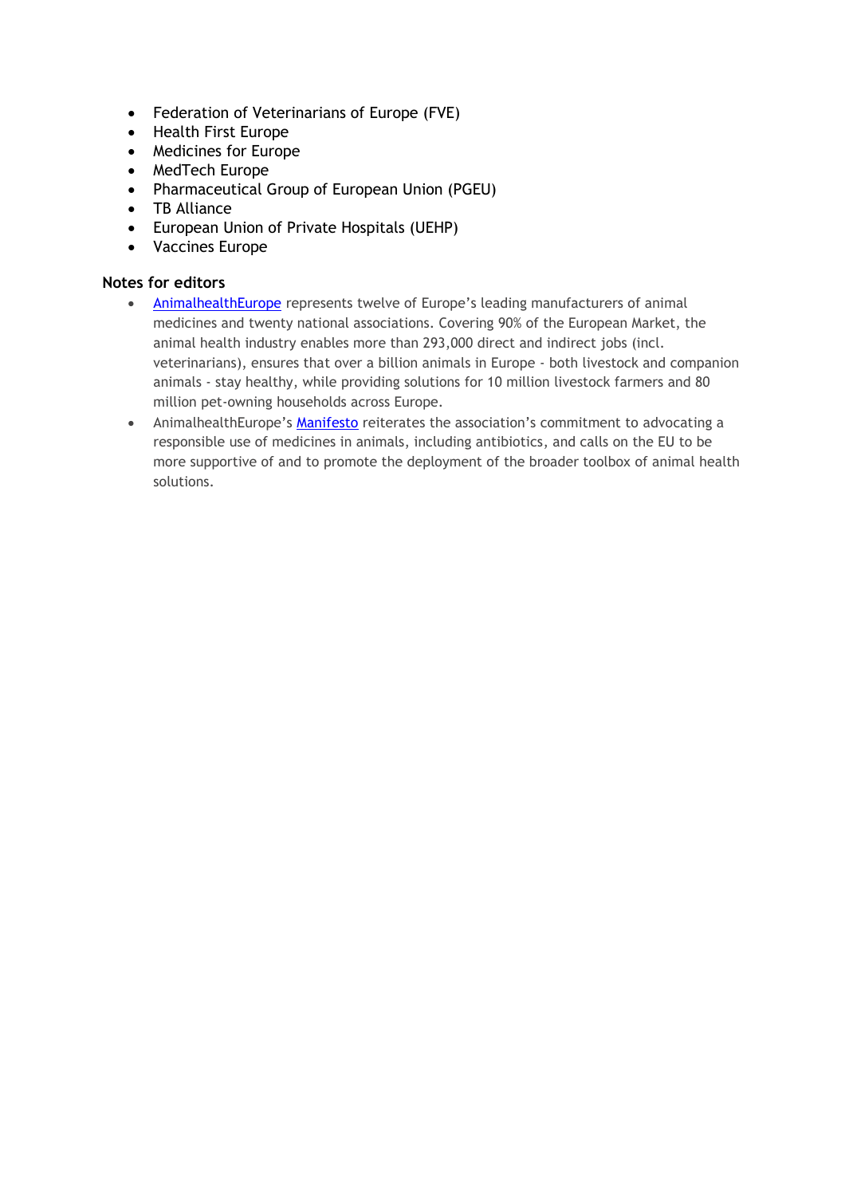- Federation of Veterinarians of Europe (FVE)
- Health First Europe
- Medicines for Europe
- MedTech Europe
- Pharmaceutical Group of European Union (PGEU)
- TB Alliance
- European Union of Private Hospitals (UEHP)
- Vaccines Europe

**Notes for editors**

- AnimalhealthEurope represents twelve of Europe's leading manufacturers of animal medicines and twenty national associations. Covering 90% of the European Market, the animal health industry enables more than 293,000 direct and indirect jobs (incl. veterinarians), ensures that over a billion animals in Europe - both livestock and companion animals - stay healthy, while providing solutions for 10 million livestock farmers and 80 million pet-owning households across Europe.
- AnimalhealthEurope's Manifesto reiterates the association's commitment to advocating a responsible use of medicines in animals, including antibiotics, and calls on the EU to be more supportive of and to promote the deployment of the broader toolbox of animal health solutions.